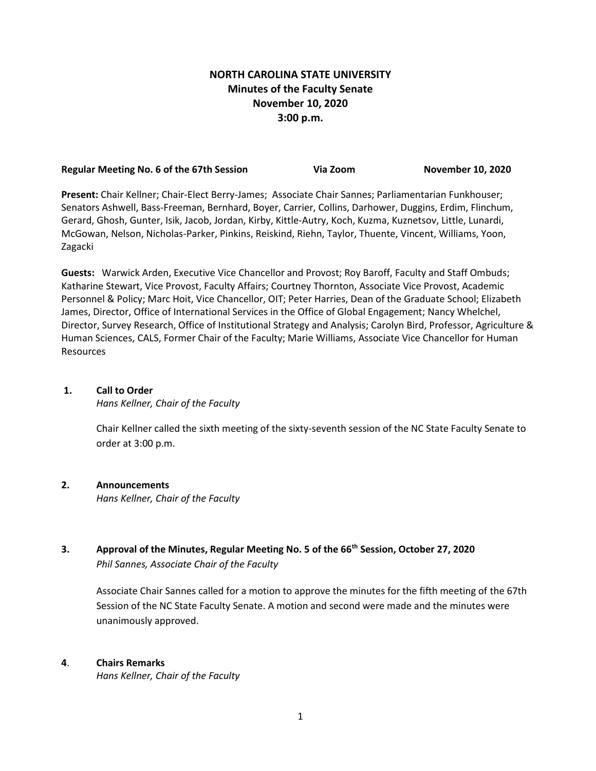# NORTH CAROLINA STATE UNIVERSITY
## Minutes of the Faculty Senate
## November 10, 2020
## 3:00 p.m.

**Regular Meeting No. 6 of the 67th Session** **Via Zoom** **November 10, 2020**

**Present:** Chair Kellner; Chair-Elect Berry-James; Associate Chair Sannes; Parliamentarian Funkhouser; Senators Ashwell, Bass-Freeman, Bernhard, Boyer, Carrier, Collins, Darhower, Duggins, Erdim, Flinchum, Gerard, Ghosh, Gunter, Isik, Jacob, Jordan, Kirby, Kittle-Autry, Koch, Kuzma, Kuznetsov, Little, Lunardi, McGowan, Nelson, Nicholas-Parker, Pinkins, Reiskind, Riehn, Taylor, Thuente, Vincent, Williams, Yoon, Zagacki

**Guests:** Warwick Arden, Executive Vice Chancellor and Provost; Roy Baroff, Faculty and Staff Ombuds; Katharine Stewart, Vice Provost, Faculty Affairs; Courtney Thornton, Associate Vice Provost, Academic Personnel & Policy; Marc Hoit, Vice Chancellor, OIT; Peter Harries, Dean of the Graduate School; Elizabeth James, Director, Office of International Services in the Office of Global Engagement; Nancy Whelchel, Director, Survey Research, Office of Institutional Strategy and Analysis; Carolyn Bird, Professor, Agriculture & Human Sciences, CALS, Former Chair of the Faculty; Marie Williams, Associate Vice Chancellor for Human Resources

### 1. Call to Order
*Hans Kellner, Chair of the Faculty*

Chair Kellner called the sixth meeting of the sixty-seventh session of the NC State Faculty Senate to order at 3:00 p.m.

### 2. Announcements
*Hans Kellner, Chair of the Faculty*

### 3. Approval of the Minutes, Regular Meeting No. 5 of the 66th Session, October 27, 2020
*Phil Sannes, Associate Chair of the Faculty*

Associate Chair Sannes called for a motion to approve the minutes for the fifth meeting of the 67th Session of the NC State Faculty Senate. A motion and second were made and the minutes were unanimously approved.

### 4. Chairs Remarks
*Hans Kellner, Chair of the Faculty*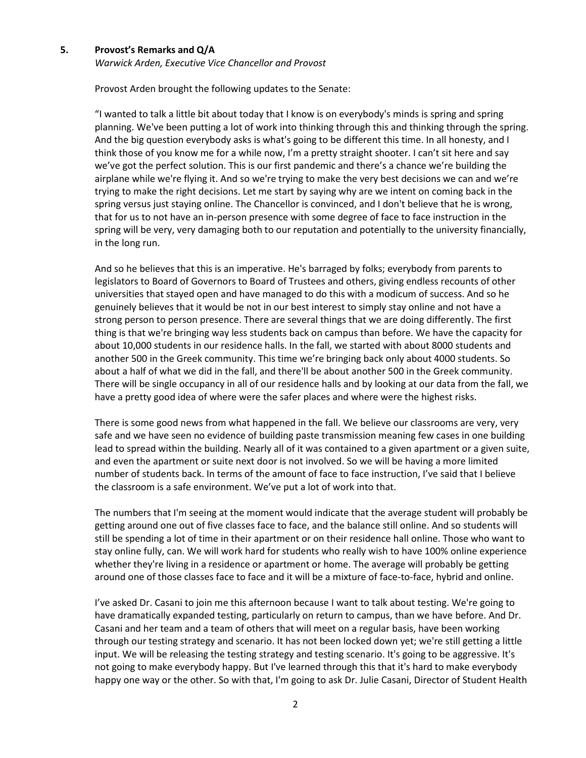## 5. Provost's Remarks and Q/A

*Warwick Arden, Executive Vice Chancellor and Provost*

Provost Arden brought the following updates to the Senate:

"I wanted to talk a little bit about today that I know is on everybody's minds is spring and spring planning. We've been putting a lot of work into thinking through this and thinking through the spring. And the big question everybody asks is what's going to be different this time. In all honesty, and I think those of you know me for a while now, I'm a pretty straight shooter. I can't sit here and say we've got the perfect solution. This is our first pandemic and there's a chance we're building the airplane while we're flying it. And so we're trying to make the very best decisions we can and we're trying to make the right decisions. Let me start by saying why are we intent on coming back in the spring versus just staying online. The Chancellor is convinced, and I don't believe that he is wrong, that for us to not have an in-person presence with some degree of face to face instruction in the spring will be very, very damaging both to our reputation and potentially to the university financially, in the long run.

And so he believes that this is an imperative. He's barraged by folks; everybody from parents to legislators to Board of Governors to Board of Trustees and others, giving endless recounts of other universities that stayed open and have managed to do this with a modicum of success. And so he genuinely believes that it would be not in our best interest to simply stay online and not have a strong person to person presence. There are several things that we are doing differently. The first thing is that we're bringing way less students back on campus than before. We have the capacity for about 10,000 students in our residence halls. In the fall, we started with about 8000 students and another 500 in the Greek community. This time we're bringing back only about 4000 students. So about a half of what we did in the fall, and there'll be about another 500 in the Greek community. There will be single occupancy in all of our residence halls and by looking at our data from the fall, we have a pretty good idea of where were the safer places and where were the highest risks.

There is some good news from what happened in the fall. We believe our classrooms are very, very safe and we have seen no evidence of building paste transmission meaning few cases in one building lead to spread within the building. Nearly all of it was contained to a given apartment or a given suite, and even the apartment or suite next door is not involved. So we will be having a more limited number of students back. In terms of the amount of face to face instruction, I've said that I believe the classroom is a safe environment. We've put a lot of work into that.

The numbers that I'm seeing at the moment would indicate that the average student will probably be getting around one out of five classes face to face, and the balance still online. And so students will still be spending a lot of time in their apartment or on their residence hall online. Those who want to stay online fully, can. We will work hard for students who really wish to have 100% online experience whether they're living in a residence or apartment or home. The average will probably be getting around one of those classes face to face and it will be a mixture of face-to-face, hybrid and online.

I've asked Dr. Casani to join me this afternoon because I want to talk about testing. We're going to have dramatically expanded testing, particularly on return to campus, than we have before. And Dr. Casani and her team and a team of others that will meet on a regular basis, have been working through our testing strategy and scenario. It has not been locked down yet; we're still getting a little input. We will be releasing the testing strategy and testing scenario. It's going to be aggressive. It's not going to make everybody happy. But I've learned through this that it's hard to make everybody happy one way or the other. So with that, I'm going to ask Dr. Julie Casani, Director of Student Health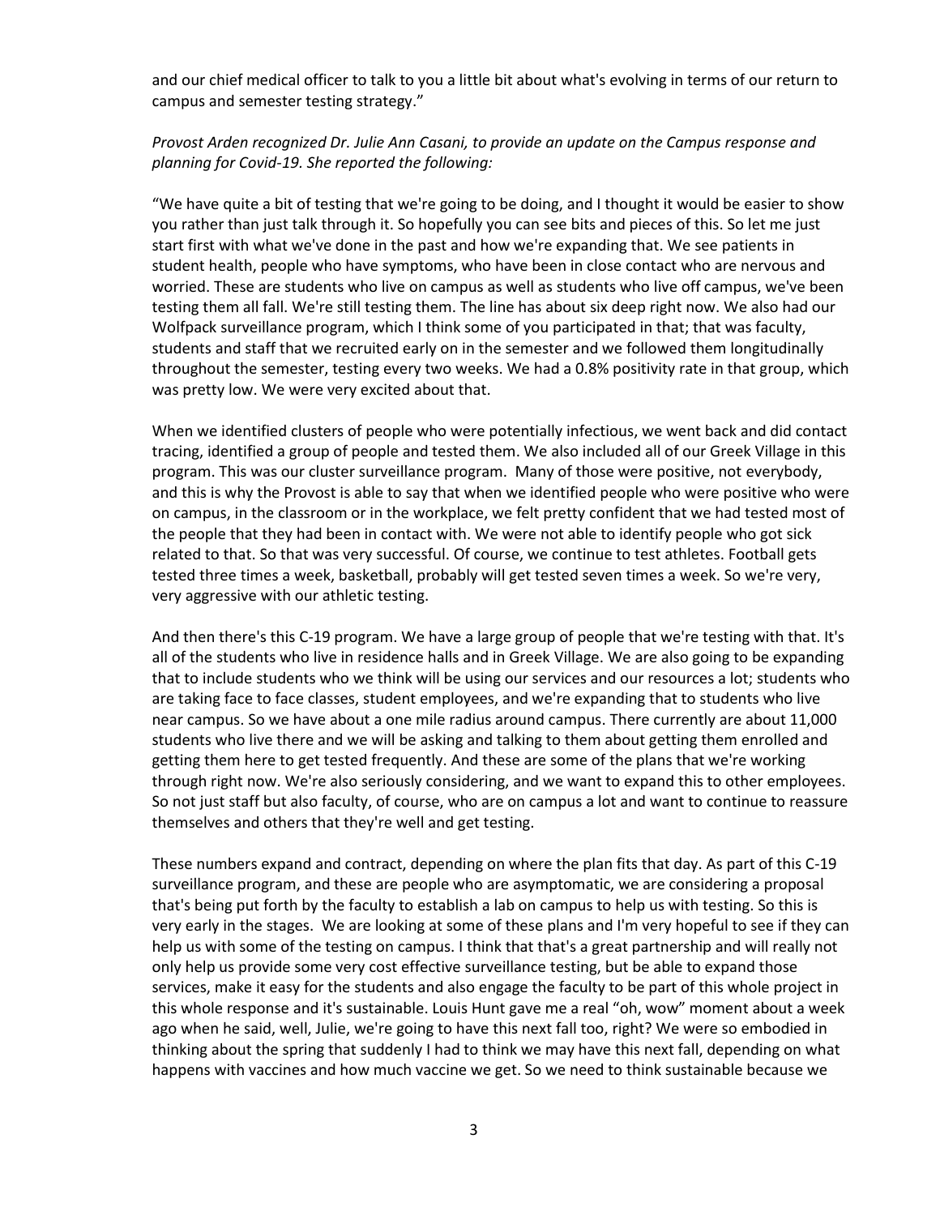and our chief medical officer to talk to you a little bit about what's evolving in terms of our return to campus and semester testing strategy."

*Provost Arden recognized Dr. Julie Ann Casani, to provide an update on the Campus response and planning for Covid-19. She reported the following:*

"We have quite a bit of testing that we're going to be doing, and I thought it would be easier to show you rather than just talk through it. So hopefully you can see bits and pieces of this. So let me just start first with what we've done in the past and how we're expanding that. We see patients in student health, people who have symptoms, who have been in close contact who are nervous and worried. These are students who live on campus as well as students who live off campus, we've been testing them all fall. We're still testing them. The line has about six deep right now. We also had our Wolfpack surveillance program, which I think some of you participated in that; that was faculty, students and staff that we recruited early on in the semester and we followed them longitudinally throughout the semester, testing every two weeks. We had a 0.8% positivity rate in that group, which was pretty low. We were very excited about that.

When we identified clusters of people who were potentially infectious, we went back and did contact tracing, identified a group of people and tested them. We also included all of our Greek Village in this program. This was our cluster surveillance program. Many of those were positive, not everybody, and this is why the Provost is able to say that when we identified people who were positive who were on campus, in the classroom or in the workplace, we felt pretty confident that we had tested most of the people that they had been in contact with. We were not able to identify people who got sick related to that. So that was very successful. Of course, we continue to test athletes. Football gets tested three times a week, basketball, probably will get tested seven times a week. So we're very, very aggressive with our athletic testing.

And then there's this C-19 program. We have a large group of people that we're testing with that. It's all of the students who live in residence halls and in Greek Village. We are also going to be expanding that to include students who we think will be using our services and our resources a lot; students who are taking face to face classes, student employees, and we're expanding that to students who live near campus. So we have about a one mile radius around campus. There currently are about 11,000 students who live there and we will be asking and talking to them about getting them enrolled and getting them here to get tested frequently. And these are some of the plans that we're working through right now. We're also seriously considering, and we want to expand this to other employees. So not just staff but also faculty, of course, who are on campus a lot and want to continue to reassure themselves and others that they're well and get testing.

These numbers expand and contract, depending on where the plan fits that day. As part of this C-19 surveillance program, and these are people who are asymptomatic, we are considering a proposal that's being put forth by the faculty to establish a lab on campus to help us with testing. So this is very early in the stages. We are looking at some of these plans and I'm very hopeful to see if they can help us with some of the testing on campus. I think that that's a great partnership and will really not only help us provide some very cost effective surveillance testing, but be able to expand those services, make it easy for the students and also engage the faculty to be part of this whole project in this whole response and it's sustainable. Louis Hunt gave me a real "oh, wow" moment about a week ago when he said, well, Julie, we're going to have this next fall too, right? We were so embodied in thinking about the spring that suddenly I had to think we may have this next fall, depending on what happens with vaccines and how much vaccine we get. So we need to think sustainable because we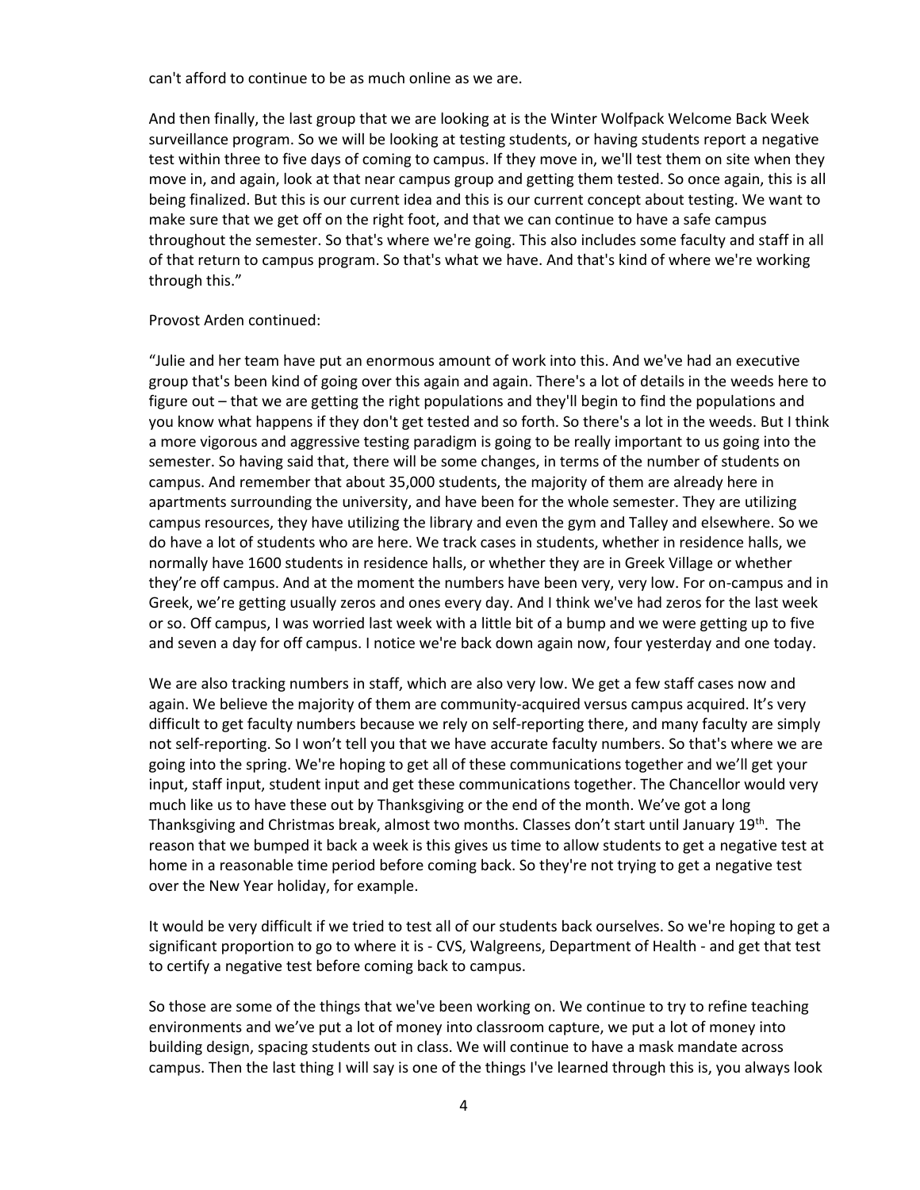can't afford to continue to be as much online as we are.

And then finally, the last group that we are looking at is the Winter Wolfpack Welcome Back Week surveillance program. So we will be looking at testing students, or having students report a negative test within three to five days of coming to campus. If they move in, we'll test them on site when they move in, and again, look at that near campus group and getting them tested. So once again, this is all being finalized. But this is our current idea and this is our current concept about testing. We want to make sure that we get off on the right foot, and that we can continue to have a safe campus throughout the semester. So that's where we're going. This also includes some faculty and staff in all of that return to campus program. So that's what we have. And that's kind of where we're working through this."

Provost Arden continued:

"Julie and her team have put an enormous amount of work into this. And we've had an executive group that's been kind of going over this again and again. There's a lot of details in the weeds here to figure out – that we are getting the right populations and they'll begin to find the populations and you know what happens if they don't get tested and so forth. So there's a lot in the weeds. But I think a more vigorous and aggressive testing paradigm is going to be really important to us going into the semester. So having said that, there will be some changes, in terms of the number of students on campus. And remember that about 35,000 students, the majority of them are already here in apartments surrounding the university, and have been for the whole semester. They are utilizing campus resources, they have utilizing the library and even the gym and Talley and elsewhere. So we do have a lot of students who are here. We track cases in students, whether in residence halls, we normally have 1600 students in residence halls, or whether they are in Greek Village or whether they're off campus. And at the moment the numbers have been very, very low. For on-campus and in Greek, we're getting usually zeros and ones every day. And I think we've had zeros for the last week or so. Off campus, I was worried last week with a little bit of a bump and we were getting up to five and seven a day for off campus. I notice we're back down again now, four yesterday and one today.

We are also tracking numbers in staff, which are also very low. We get a few staff cases now and again. We believe the majority of them are community-acquired versus campus acquired. It's very difficult to get faculty numbers because we rely on self-reporting there, and many faculty are simply not self-reporting. So I won't tell you that we have accurate faculty numbers. So that's where we are going into the spring. We're hoping to get all of these communications together and we'll get your input, staff input, student input and get these communications together. The Chancellor would very much like us to have these out by Thanksgiving or the end of the month. We've got a long Thanksgiving and Christmas break, almost two months. Classes don't start until January 19th. The reason that we bumped it back a week is this gives us time to allow students to get a negative test at home in a reasonable time period before coming back. So they're not trying to get a negative test over the New Year holiday, for example.

It would be very difficult if we tried to test all of our students back ourselves. So we're hoping to get a significant proportion to go to where it is - CVS, Walgreens, Department of Health - and get that test to certify a negative test before coming back to campus.

So those are some of the things that we've been working on. We continue to try to refine teaching environments and we've put a lot of money into classroom capture, we put a lot of money into building design, spacing students out in class. We will continue to have a mask mandate across campus. Then the last thing I will say is one of the things I've learned through this is, you always look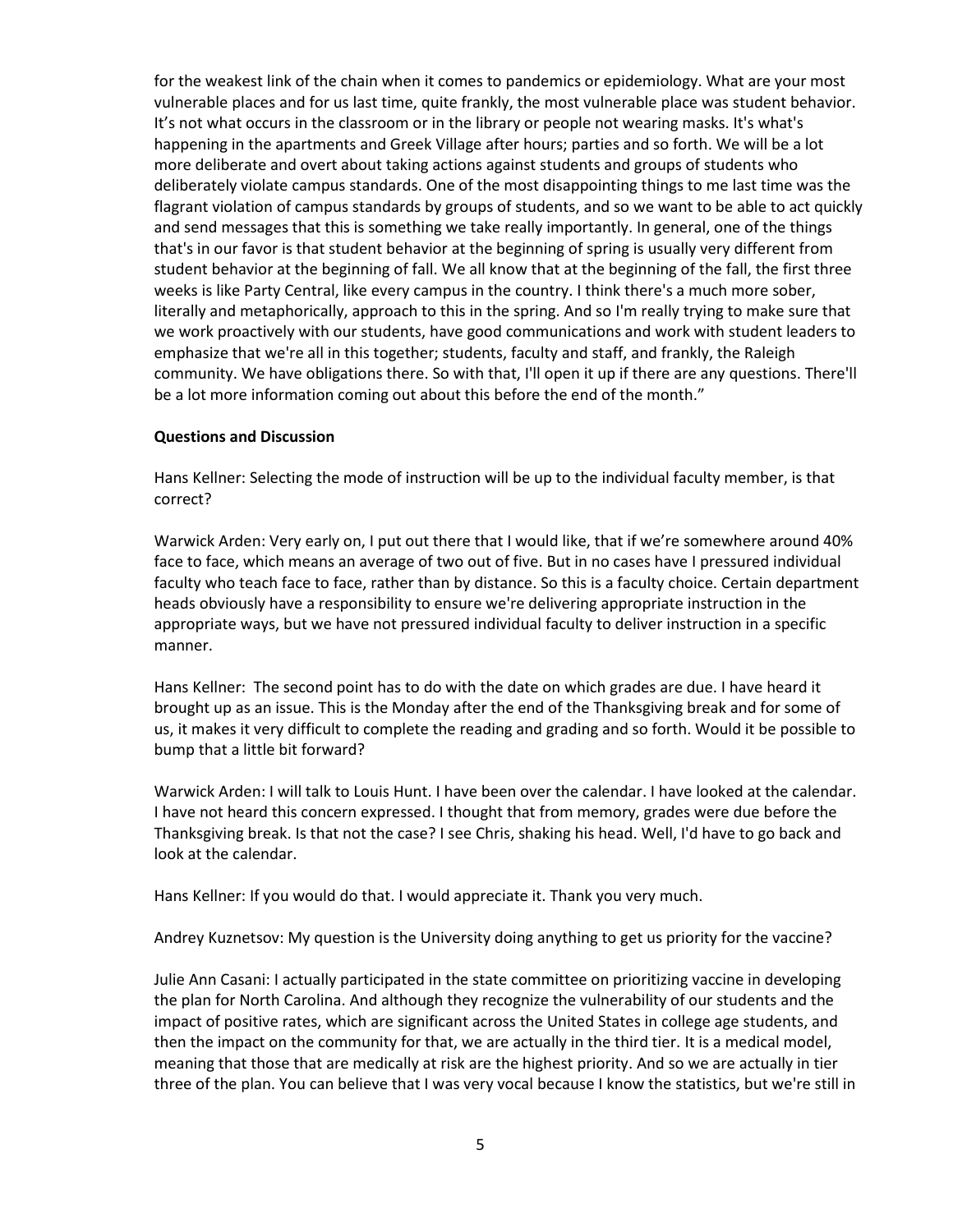for the weakest link of the chain when it comes to pandemics or epidemiology. What are your most vulnerable places and for us last time, quite frankly, the most vulnerable place was student behavior. It's not what occurs in the classroom or in the library or people not wearing masks. It's what's happening in the apartments and Greek Village after hours; parties and so forth. We will be a lot more deliberate and overt about taking actions against students and groups of students who deliberately violate campus standards. One of the most disappointing things to me last time was the flagrant violation of campus standards by groups of students, and so we want to be able to act quickly and send messages that this is something we take really importantly. In general, one of the things that's in our favor is that student behavior at the beginning of spring is usually very different from student behavior at the beginning of fall. We all know that at the beginning of the fall, the first three weeks is like Party Central, like every campus in the country. I think there's a much more sober, literally and metaphorically, approach to this in the spring. And so I'm really trying to make sure that we work proactively with our students, have good communications and work with student leaders to emphasize that we're all in this together; students, faculty and staff, and frankly, the Raleigh community. We have obligations there. So with that, I'll open it up if there are any questions. There'll be a lot more information coming out about this before the end of the month."

**Questions and Discussion**

Hans Kellner: Selecting the mode of instruction will be up to the individual faculty member, is that correct?

Warwick Arden: Very early on, I put out there that I would like, that if we're somewhere around 40% face to face, which means an average of two out of five. But in no cases have I pressured individual faculty who teach face to face, rather than by distance. So this is a faculty choice. Certain department heads obviously have a responsibility to ensure we're delivering appropriate instruction in the appropriate ways, but we have not pressured individual faculty to deliver instruction in a specific manner.

Hans Kellner: The second point has to do with the date on which grades are due. I have heard it brought up as an issue. This is the Monday after the end of the Thanksgiving break and for some of us, it makes it very difficult to complete the reading and grading and so forth. Would it be possible to bump that a little bit forward?

Warwick Arden: I will talk to Louis Hunt. I have been over the calendar. I have looked at the calendar. I have not heard this concern expressed. I thought that from memory, grades were due before the Thanksgiving break. Is that not the case? I see Chris, shaking his head. Well, I'd have to go back and look at the calendar.

Hans Kellner: If you would do that. I would appreciate it. Thank you very much.

Andrey Kuznetsov: My question is the University doing anything to get us priority for the vaccine?

Julie Ann Casani: I actually participated in the state committee on prioritizing vaccine in developing the plan for North Carolina. And although they recognize the vulnerability of our students and the impact of positive rates, which are significant across the United States in college age students, and then the impact on the community for that, we are actually in the third tier. It is a medical model, meaning that those that are medically at risk are the highest priority. And so we are actually in tier three of the plan. You can believe that I was very vocal because I know the statistics, but we're still in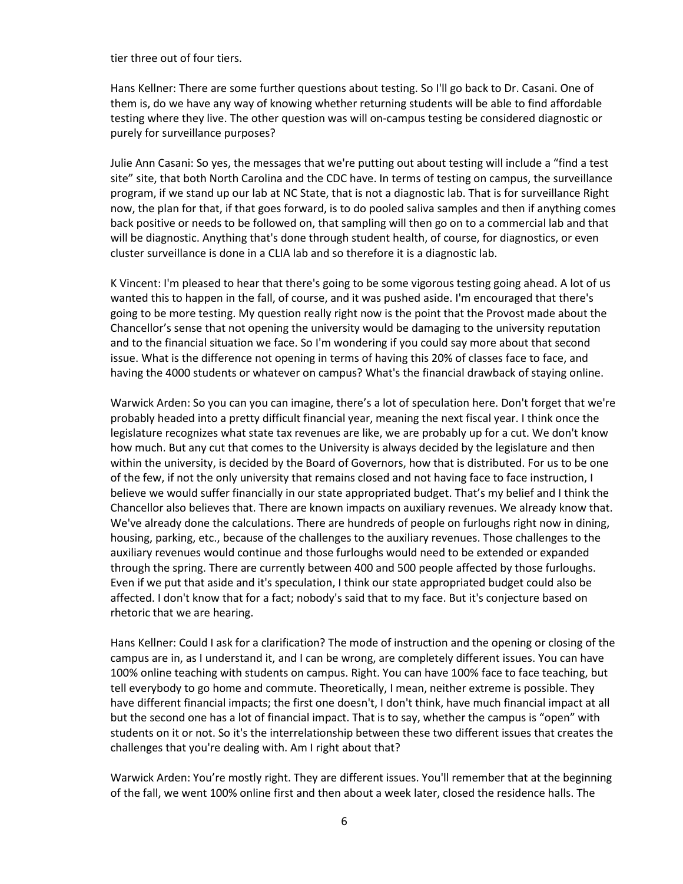tier three out of four tiers.

Hans Kellner: There are some further questions about testing. So I'll go back to Dr. Casani. One of them is, do we have any way of knowing whether returning students will be able to find affordable testing where they live. The other question was will on-campus testing be considered diagnostic or purely for surveillance purposes?

Julie Ann Casani: So yes, the messages that we're putting out about testing will include a "find a test site" site, that both North Carolina and the CDC have. In terms of testing on campus, the surveillance program, if we stand up our lab at NC State, that is not a diagnostic lab. That is for surveillance Right now, the plan for that, if that goes forward, is to do pooled saliva samples and then if anything comes back positive or needs to be followed on, that sampling will then go on to a commercial lab and that will be diagnostic. Anything that's done through student health, of course, for diagnostics, or even cluster surveillance is done in a CLIA lab and so therefore it is a diagnostic lab.

K Vincent: I'm pleased to hear that there's going to be some vigorous testing going ahead. A lot of us wanted this to happen in the fall, of course, and it was pushed aside. I'm encouraged that there's going to be more testing. My question really right now is the point that the Provost made about the Chancellor's sense that not opening the university would be damaging to the university reputation and to the financial situation we face. So I'm wondering if you could say more about that second issue. What is the difference not opening in terms of having this 20% of classes face to face, and having the 4000 students or whatever on campus? What's the financial drawback of staying online.

Warwick Arden: So you can you can imagine, there's a lot of speculation here. Don't forget that we're probably headed into a pretty difficult financial year, meaning the next fiscal year. I think once the legislature recognizes what state tax revenues are like, we are probably up for a cut. We don't know how much. But any cut that comes to the University is always decided by the legislature and then within the university, is decided by the Board of Governors, how that is distributed. For us to be one of the few, if not the only university that remains closed and not having face to face instruction, I believe we would suffer financially in our state appropriated budget. That's my belief and I think the Chancellor also believes that. There are known impacts on auxiliary revenues. We already know that. We've already done the calculations. There are hundreds of people on furloughs right now in dining, housing, parking, etc., because of the challenges to the auxiliary revenues. Those challenges to the auxiliary revenues would continue and those furloughs would need to be extended or expanded through the spring. There are currently between 400 and 500 people affected by those furloughs. Even if we put that aside and it's speculation, I think our state appropriated budget could also be affected. I don't know that for a fact; nobody's said that to my face. But it's conjecture based on rhetoric that we are hearing.

Hans Kellner: Could I ask for a clarification? The mode of instruction and the opening or closing of the campus are in, as I understand it, and I can be wrong, are completely different issues. You can have 100% online teaching with students on campus. Right. You can have 100% face to face teaching, but tell everybody to go home and commute. Theoretically, I mean, neither extreme is possible. They have different financial impacts; the first one doesn't, I don't think, have much financial impact at all but the second one has a lot of financial impact. That is to say, whether the campus is "open" with students on it or not. So it's the interrelationship between these two different issues that creates the challenges that you're dealing with. Am I right about that?

Warwick Arden: You're mostly right. They are different issues. You'll remember that at the beginning of the fall, we went 100% online first and then about a week later, closed the residence halls. The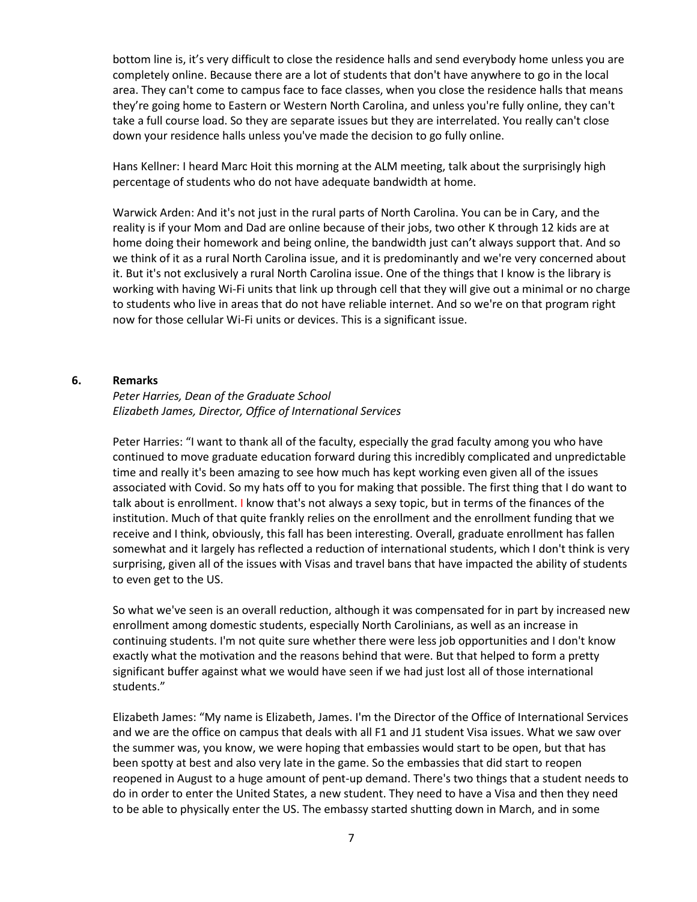bottom line is, it's very difficult to close the residence halls and send everybody home unless you are completely online. Because there are a lot of students that don't have anywhere to go in the local area. They can't come to campus face to face classes, when you close the residence halls that means they're going home to Eastern or Western North Carolina, and unless you're fully online, they can't take a full course load. So they are separate issues but they are interrelated. You really can't close down your residence halls unless you've made the decision to go fully online.

Hans Kellner: I heard Marc Hoit this morning at the ALM meeting, talk about the surprisingly high percentage of students who do not have adequate bandwidth at home.

Warwick Arden: And it's not just in the rural parts of North Carolina. You can be in Cary, and the reality is if your Mom and Dad are online because of their jobs, two other K through 12 kids are at home doing their homework and being online, the bandwidth just can't always support that. And so we think of it as a rural North Carolina issue, and it is predominantly and we're very concerned about it. But it's not exclusively a rural North Carolina issue. One of the things that I know is the library is working with having Wi-Fi units that link up through cell that they will give out a minimal or no charge to students who live in areas that do not have reliable internet. And so we're on that program right now for those cellular Wi-Fi units or devices. This is a significant issue.

## 6. Remarks

*Peter Harries, Dean of the Graduate School*
*Elizabeth James, Director, Office of International Services*

Peter Harries: "I want to thank all of the faculty, especially the grad faculty among you who have continued to move graduate education forward during this incredibly complicated and unpredictable time and really it's been amazing to see how much has kept working even given all of the issues associated with Covid. So my hats off to you for making that possible. The first thing that I do want to talk about is enrollment. I know that's not always a sexy topic, but in terms of the finances of the institution. Much of that quite frankly relies on the enrollment and the enrollment funding that we receive and I think, obviously, this fall has been interesting. Overall, graduate enrollment has fallen somewhat and it largely has reflected a reduction of international students, which I don't think is very surprising, given all of the issues with Visas and travel bans that have impacted the ability of students to even get to the US.

So what we've seen is an overall reduction, although it was compensated for in part by increased new enrollment among domestic students, especially North Carolinians, as well as an increase in continuing students. I'm not quite sure whether there were less job opportunities and I don't know exactly what the motivation and the reasons behind that were. But that helped to form a pretty significant buffer against what we would have seen if we had just lost all of those international students."

Elizabeth James: "My name is Elizabeth, James. I'm the Director of the Office of International Services and we are the office on campus that deals with all F1 and J1 student Visa issues. What we saw over the summer was, you know, we were hoping that embassies would start to be open, but that has been spotty at best and also very late in the game. So the embassies that did start to reopen reopened in August to a huge amount of pent-up demand. There's two things that a student needs to do in order to enter the United States, a new student. They need to have a Visa and then they need to be able to physically enter the US. The embassy started shutting down in March, and in some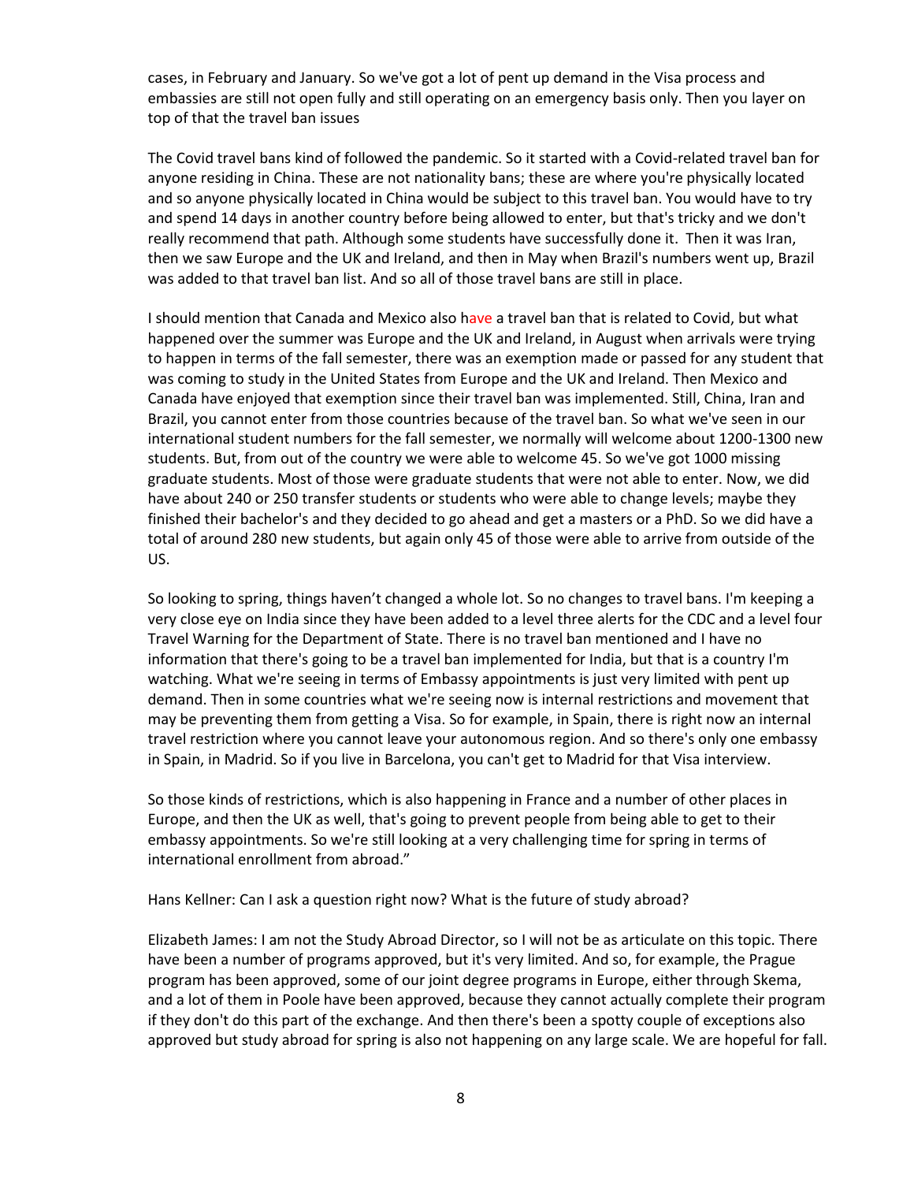cases, in February and January. So we've got a lot of pent up demand in the Visa process and embassies are still not open fully and still operating on an emergency basis only. Then you layer on top of that the travel ban issues

The Covid travel bans kind of followed the pandemic. So it started with a Covid-related travel ban for anyone residing in China. These are not nationality bans; these are where you're physically located and so anyone physically located in China would be subject to this travel ban. You would have to try and spend 14 days in another country before being allowed to enter, but that's tricky and we don't really recommend that path. Although some students have successfully done it. Then it was Iran, then we saw Europe and the UK and Ireland, and then in May when Brazil's numbers went up, Brazil was added to that travel ban list. And so all of those travel bans are still in place.

I should mention that Canada and Mexico also have a travel ban that is related to Covid, but what happened over the summer was Europe and the UK and Ireland, in August when arrivals were trying to happen in terms of the fall semester, there was an exemption made or passed for any student that was coming to study in the United States from Europe and the UK and Ireland. Then Mexico and Canada have enjoyed that exemption since their travel ban was implemented. Still, China, Iran and Brazil, you cannot enter from those countries because of the travel ban. So what we've seen in our international student numbers for the fall semester, we normally will welcome about 1200-1300 new students. But, from out of the country we were able to welcome 45. So we've got 1000 missing graduate students. Most of those were graduate students that were not able to enter. Now, we did have about 240 or 250 transfer students or students who were able to change levels; maybe they finished their bachelor's and they decided to go ahead and get a masters or a PhD. So we did have a total of around 280 new students, but again only 45 of those were able to arrive from outside of the US.

So looking to spring, things haven't changed a whole lot. So no changes to travel bans. I'm keeping a very close eye on India since they have been added to a level three alerts for the CDC and a level four Travel Warning for the Department of State. There is no travel ban mentioned and I have no information that there's going to be a travel ban implemented for India, but that is a country I'm watching. What we're seeing in terms of Embassy appointments is just very limited with pent up demand. Then in some countries what we're seeing now is internal restrictions and movement that may be preventing them from getting a Visa. So for example, in Spain, there is right now an internal travel restriction where you cannot leave your autonomous region. And so there's only one embassy in Spain, in Madrid. So if you live in Barcelona, you can't get to Madrid for that Visa interview.

So those kinds of restrictions, which is also happening in France and a number of other places in Europe, and then the UK as well, that's going to prevent people from being able to get to their embassy appointments. So we're still looking at a very challenging time for spring in terms of international enrollment from abroad."

Hans Kellner: Can I ask a question right now? What is the future of study abroad?

Elizabeth James: I am not the Study Abroad Director, so I will not be as articulate on this topic. There have been a number of programs approved, but it's very limited. And so, for example, the Prague program has been approved, some of our joint degree programs in Europe, either through Skema, and a lot of them in Poole have been approved, because they cannot actually complete their program if they don't do this part of the exchange. And then there's been a spotty couple of exceptions also approved but study abroad for spring is also not happening on any large scale. We are hopeful for fall.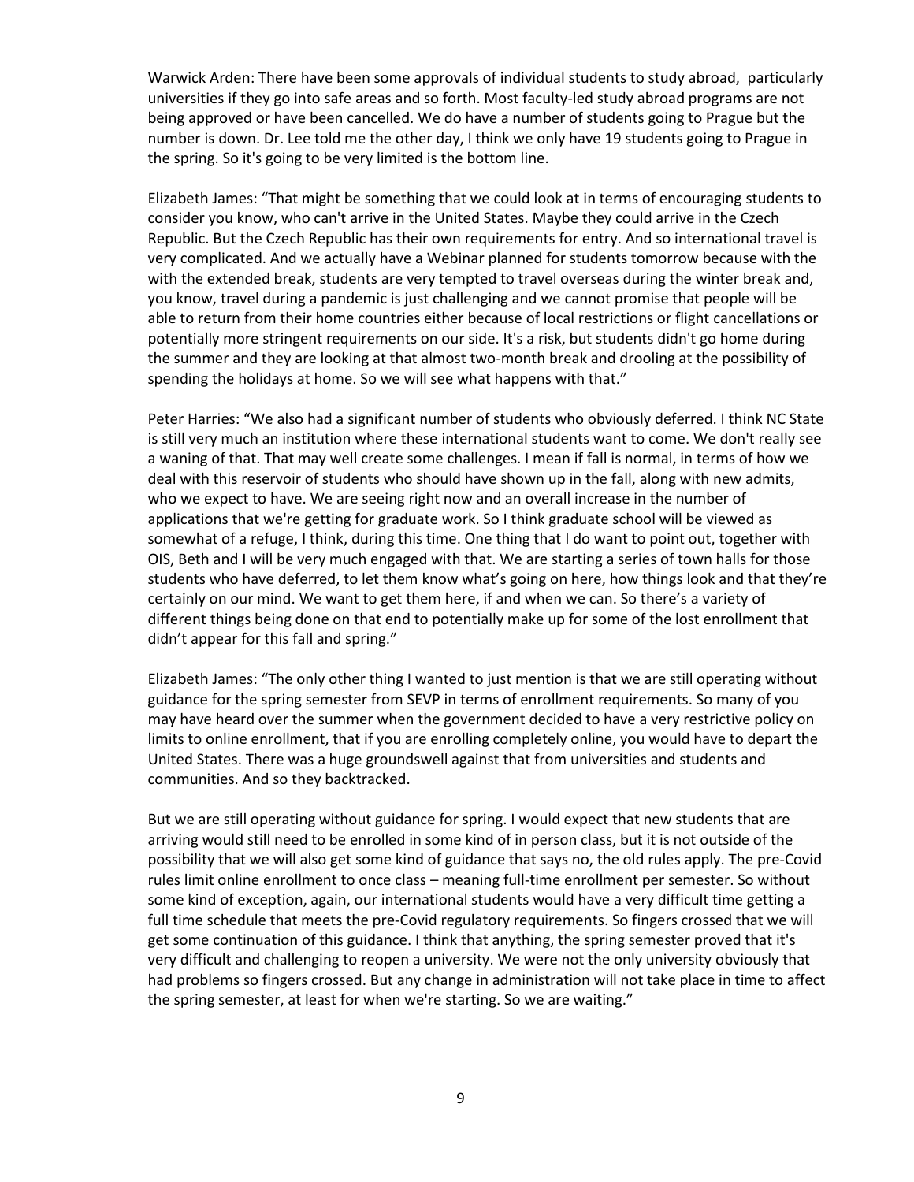Warwick Arden: There have been some approvals of individual students to study abroad, particularly universities if they go into safe areas and so forth. Most faculty-led study abroad programs are not being approved or have been cancelled. We do have a number of students going to Prague but the number is down. Dr. Lee told me the other day, I think we only have 19 students going to Prague in the spring. So it's going to be very limited is the bottom line.

Elizabeth James: "That might be something that we could look at in terms of encouraging students to consider you know, who can't arrive in the United States. Maybe they could arrive in the Czech Republic. But the Czech Republic has their own requirements for entry. And so international travel is very complicated. And we actually have a Webinar planned for students tomorrow because with the with the extended break, students are very tempted to travel overseas during the winter break and, you know, travel during a pandemic is just challenging and we cannot promise that people will be able to return from their home countries either because of local restrictions or flight cancellations or potentially more stringent requirements on our side. It's a risk, but students didn't go home during the summer and they are looking at that almost two-month break and drooling at the possibility of spending the holidays at home. So we will see what happens with that."

Peter Harries: "We also had a significant number of students who obviously deferred. I think NC State is still very much an institution where these international students want to come. We don't really see a waning of that. That may well create some challenges. I mean if fall is normal, in terms of how we deal with this reservoir of students who should have shown up in the fall, along with new admits, who we expect to have. We are seeing right now and an overall increase in the number of applications that we're getting for graduate work. So I think graduate school will be viewed as somewhat of a refuge, I think, during this time. One thing that I do want to point out, together with OIS, Beth and I will be very much engaged with that. We are starting a series of town halls for those students who have deferred, to let them know what's going on here, how things look and that they're certainly on our mind. We want to get them here, if and when we can. So there's a variety of different things being done on that end to potentially make up for some of the lost enrollment that didn't appear for this fall and spring."

Elizabeth James: "The only other thing I wanted to just mention is that we are still operating without guidance for the spring semester from SEVP in terms of enrollment requirements. So many of you may have heard over the summer when the government decided to have a very restrictive policy on limits to online enrollment, that if you are enrolling completely online, you would have to depart the United States. There was a huge groundswell against that from universities and students and communities. And so they backtracked.

But we are still operating without guidance for spring. I would expect that new students that are arriving would still need to be enrolled in some kind of in person class, but it is not outside of the possibility that we will also get some kind of guidance that says no, the old rules apply. The pre-Covid rules limit online enrollment to once class – meaning full-time enrollment per semester. So without some kind of exception, again, our international students would have a very difficult time getting a full time schedule that meets the pre-Covid regulatory requirements. So fingers crossed that we will get some continuation of this guidance. I think that anything, the spring semester proved that it's very difficult and challenging to reopen a university. We were not the only university obviously that had problems so fingers crossed. But any change in administration will not take place in time to affect the spring semester, at least for when we're starting. So we are waiting."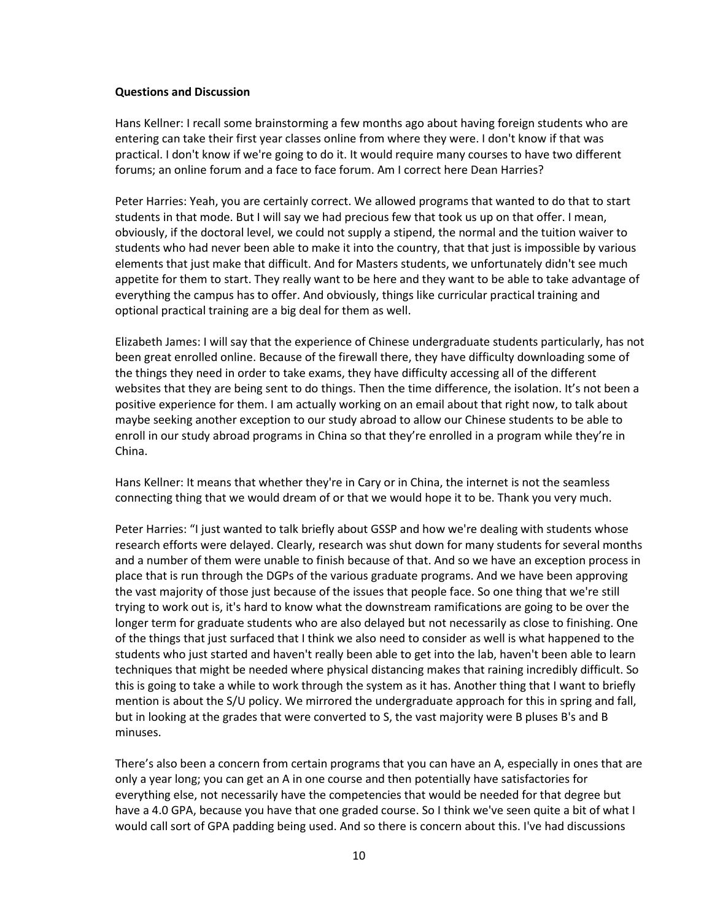**Questions and Discussion**

Hans Kellner: I recall some brainstorming a few months ago about having foreign students who are entering can take their first year classes online from where they were. I don't know if that was practical. I don't know if we're going to do it. It would require many courses to have two different forums; an online forum and a face to face forum. Am I correct here Dean Harries?

Peter Harries: Yeah, you are certainly correct. We allowed programs that wanted to do that to start students in that mode. But I will say we had precious few that took us up on that offer. I mean, obviously, if the doctoral level, we could not supply a stipend, the normal and the tuition waiver to students who had never been able to make it into the country, that that just is impossible by various elements that just make that difficult. And for Masters students, we unfortunately didn't see much appetite for them to start. They really want to be here and they want to be able to take advantage of everything the campus has to offer. And obviously, things like curricular practical training and optional practical training are a big deal for them as well.

Elizabeth James: I will say that the experience of Chinese undergraduate students particularly, has not been great enrolled online. Because of the firewall there, they have difficulty downloading some of the things they need in order to take exams, they have difficulty accessing all of the different websites that they are being sent to do things. Then the time difference, the isolation. It's not been a positive experience for them. I am actually working on an email about that right now, to talk about maybe seeking another exception to our study abroad to allow our Chinese students to be able to enroll in our study abroad programs in China so that they're enrolled in a program while they're in China.

Hans Kellner: It means that whether they're in Cary or in China, the internet is not the seamless connecting thing that we would dream of or that we would hope it to be. Thank you very much.

Peter Harries: "I just wanted to talk briefly about GSSP and how we're dealing with students whose research efforts were delayed. Clearly, research was shut down for many students for several months and a number of them were unable to finish because of that. And so we have an exception process in place that is run through the DGPs of the various graduate programs. And we have been approving the vast majority of those just because of the issues that people face. So one thing that we're still trying to work out is, it's hard to know what the downstream ramifications are going to be over the longer term for graduate students who are also delayed but not necessarily as close to finishing. One of the things that just surfaced that I think we also need to consider as well is what happened to the students who just started and haven't really been able to get into the lab, haven't been able to learn techniques that might be needed where physical distancing makes that raining incredibly difficult. So this is going to take a while to work through the system as it has. Another thing that I want to briefly mention is about the S/U policy. We mirrored the undergraduate approach for this in spring and fall, but in looking at the grades that were converted to S, the vast majority were B pluses B's and B minuses.

There's also been a concern from certain programs that you can have an A, especially in ones that are only a year long; you can get an A in one course and then potentially have satisfactories for everything else, not necessarily have the competencies that would be needed for that degree but have a 4.0 GPA, because you have that one graded course. So I think we've seen quite a bit of what I would call sort of GPA padding being used. And so there is concern about this. I've had discussions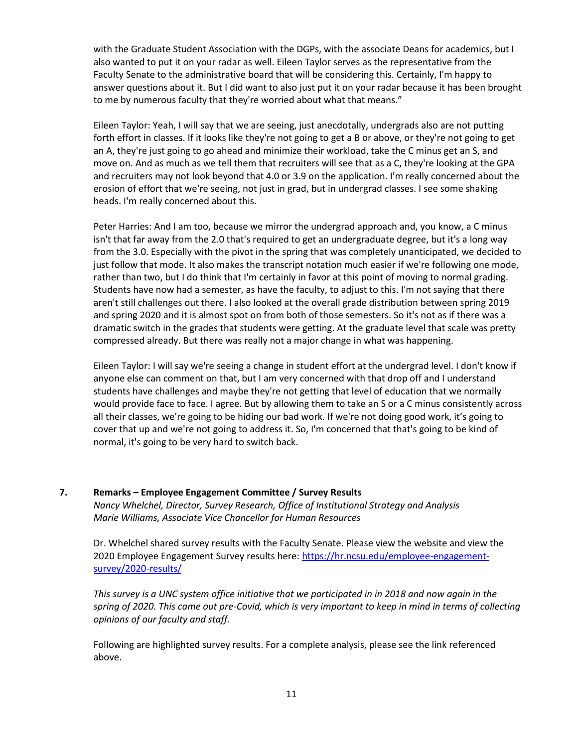with the Graduate Student Association with the DGPs, with the associate Deans for academics, but I also wanted to put it on your radar as well. Eileen Taylor serves as the representative from the Faculty Senate to the administrative board that will be considering this. Certainly, I'm happy to answer questions about it. But I did want to also just put it on your radar because it has been brought to me by numerous faculty that they're worried about what that means."

Eileen Taylor: Yeah, I will say that we are seeing, just anecdotally, undergrads also are not putting forth effort in classes. If it looks like they're not going to get a B or above, or they're not going to get an A, they're just going to go ahead and minimize their workload, take the C minus get an S, and move on. And as much as we tell them that recruiters will see that as a C, they're looking at the GPA and recruiters may not look beyond that 4.0 or 3.9 on the application. I'm really concerned about the erosion of effort that we're seeing, not just in grad, but in undergrad classes. I see some shaking heads. I'm really concerned about this.

Peter Harries: And I am too, because we mirror the undergrad approach and, you know, a C minus isn't that far away from the 2.0 that's required to get an undergraduate degree, but it's a long way from the 3.0. Especially with the pivot in the spring that was completely unanticipated, we decided to just follow that mode. It also makes the transcript notation much easier if we're following one mode, rather than two, but I do think that I'm certainly in favor at this point of moving to normal grading. Students have now had a semester, as have the faculty, to adjust to this. I'm not saying that there aren't still challenges out there. I also looked at the overall grade distribution between spring 2019 and spring 2020 and it is almost spot on from both of those semesters. So it's not as if there was a dramatic switch in the grades that students were getting. At the graduate level that scale was pretty compressed already. But there was really not a major change in what was happening.

Eileen Taylor: I will say we're seeing a change in student effort at the undergrad level. I don't know if anyone else can comment on that, but I am very concerned with that drop off and I understand students have challenges and maybe they're not getting that level of education that we normally would provide face to face. I agree. But by allowing them to take an S or a C minus consistently across all their classes, we're going to be hiding our bad work. If we're not doing good work, it's going to cover that up and we're not going to address it. So, I'm concerned that that's going to be kind of normal, it's going to be very hard to switch back.

**7. Remarks – Employee Engagement Committee / Survey Results**

*Nancy Whelchel, Director, Survey Research, Office of Institutional Strategy and Analysis*
*Marie Williams, Associate Vice Chancellor for Human Resources*

Dr. Whelchel shared survey results with the Faculty Senate. Please view the website and view the 2020 Employee Engagement Survey results here: [https://hr.ncsu.edu/employee-engagement-survey/2020-results/](https://hr.ncsu.edu/employee-engagement-survey/2020-results/)

*This survey is a UNC system office initiative that we participated in in 2018 and now again in the spring of 2020. This came out pre-Covid, which is very important to keep in mind in terms of collecting opinions of our faculty and staff.*

Following are highlighted survey results. For a complete analysis, please see the link referenced above.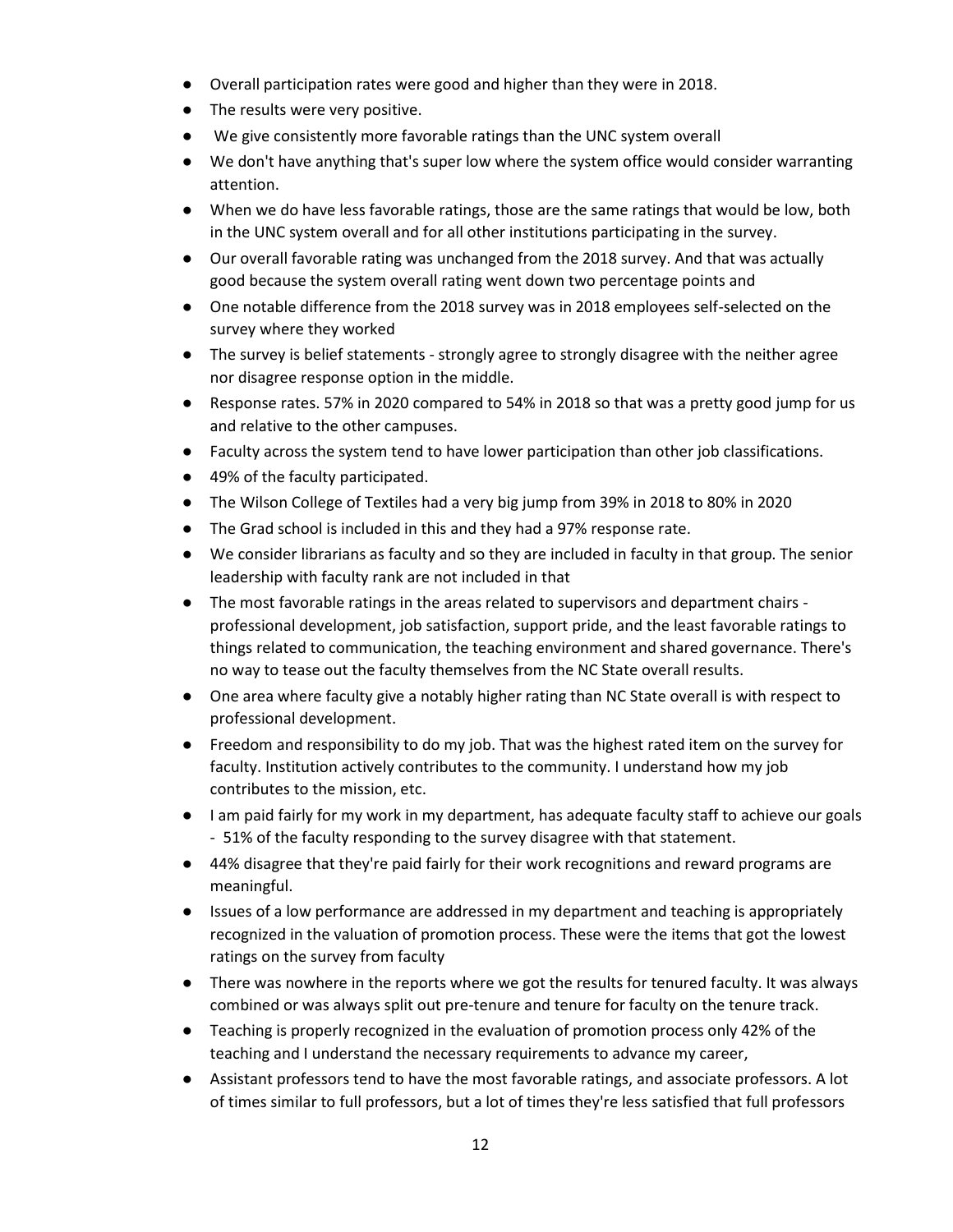- Overall participation rates were good and higher than they were in 2018.
- The results were very positive.
- We give consistently more favorable ratings than the UNC system overall
- We don't have anything that's super low where the system office would consider warranting attention.
- When we do have less favorable ratings, those are the same ratings that would be low, both in the UNC system overall and for all other institutions participating in the survey.
- Our overall favorable rating was unchanged from the 2018 survey. And that was actually good because the system overall rating went down two percentage points and
- One notable difference from the 2018 survey was in 2018 employees self-selected on the survey where they worked
- The survey is belief statements - strongly agree to strongly disagree with the neither agree nor disagree response option in the middle.
- Response rates. 57% in 2020 compared to 54% in 2018 so that was a pretty good jump for us and relative to the other campuses.
- Faculty across the system tend to have lower participation than other job classifications.
- 49% of the faculty participated.
- The Wilson College of Textiles had a very big jump from 39% in 2018 to 80% in 2020
- The Grad school is included in this and they had a 97% response rate.
- We consider librarians as faculty and so they are included in faculty in that group. The senior leadership with faculty rank are not included in that
- The most favorable ratings in the areas related to supervisors and department chairs - professional development, job satisfaction, support pride, and the least favorable ratings to things related to communication, the teaching environment and shared governance. There's no way to tease out the faculty themselves from the NC State overall results.
- One area where faculty give a notably higher rating than NC State overall is with respect to professional development.
- Freedom and responsibility to do my job. That was the highest rated item on the survey for faculty. Institution actively contributes to the community. I understand how my job contributes to the mission, etc.
- I am paid fairly for my work in my department, has adequate faculty staff to achieve our goals - 51% of the faculty responding to the survey disagree with that statement.
- 44% disagree that they're paid fairly for their work recognitions and reward programs are meaningful.
- Issues of a low performance are addressed in my department and teaching is appropriately recognized in the valuation of promotion process. These were the items that got the lowest ratings on the survey from faculty
- There was nowhere in the reports where we got the results for tenured faculty. It was always combined or was always split out pre-tenure and tenure for faculty on the tenure track.
- Teaching is properly recognized in the evaluation of promotion process only 42% of the teaching and I understand the necessary requirements to advance my career,
- Assistant professors tend to have the most favorable ratings, and associate professors. A lot of times similar to full professors, but a lot of times they're less satisfied that full professors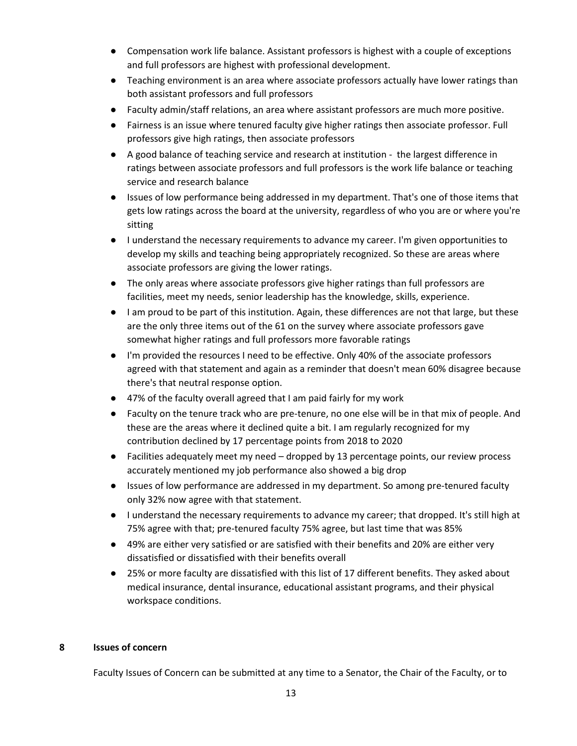- Compensation work life balance. Assistant professors is highest with a couple of exceptions and full professors are highest with professional development.
- Teaching environment is an area where associate professors actually have lower ratings than both assistant professors and full professors
- Faculty admin/staff relations, an area where assistant professors are much more positive.
- Fairness is an issue where tenured faculty give higher ratings then associate professor. Full professors give high ratings, then associate professors
- A good balance of teaching service and research at institution - the largest difference in ratings between associate professors and full professors is the work life balance or teaching service and research balance
- Issues of low performance being addressed in my department. That's one of those items that gets low ratings across the board at the university, regardless of who you are or where you're sitting
- I understand the necessary requirements to advance my career. I'm given opportunities to develop my skills and teaching being appropriately recognized. So these are areas where associate professors are giving the lower ratings.
- The only areas where associate professors give higher ratings than full professors are facilities, meet my needs, senior leadership has the knowledge, skills, experience.
- I am proud to be part of this institution. Again, these differences are not that large, but these are the only three items out of the 61 on the survey where associate professors gave somewhat higher ratings and full professors more favorable ratings
- I'm provided the resources I need to be effective. Only 40% of the associate professors agreed with that statement and again as a reminder that doesn't mean 60% disagree because there's that neutral response option.
- 47% of the faculty overall agreed that I am paid fairly for my work
- Faculty on the tenure track who are pre-tenure, no one else will be in that mix of people. And these are the areas where it declined quite a bit. I am regularly recognized for my contribution declined by 17 percentage points from 2018 to 2020
- Facilities adequately meet my need – dropped by 13 percentage points, our review process accurately mentioned my job performance also showed a big drop
- Issues of low performance are addressed in my department. So among pre-tenured faculty only 32% now agree with that statement.
- I understand the necessary requirements to advance my career; that dropped. It's still high at 75% agree with that; pre-tenured faculty 75% agree, but last time that was 85%
- 49% are either very satisfied or are satisfied with their benefits and 20% are either very dissatisfied or dissatisfied with their benefits overall
- 25% or more faculty are dissatisfied with this list of 17 different benefits. They asked about medical insurance, dental insurance, educational assistant programs, and their physical workspace conditions.

## 8 Issues of concern

Faculty Issues of Concern can be submitted at any time to a Senator, the Chair of the Faculty, or to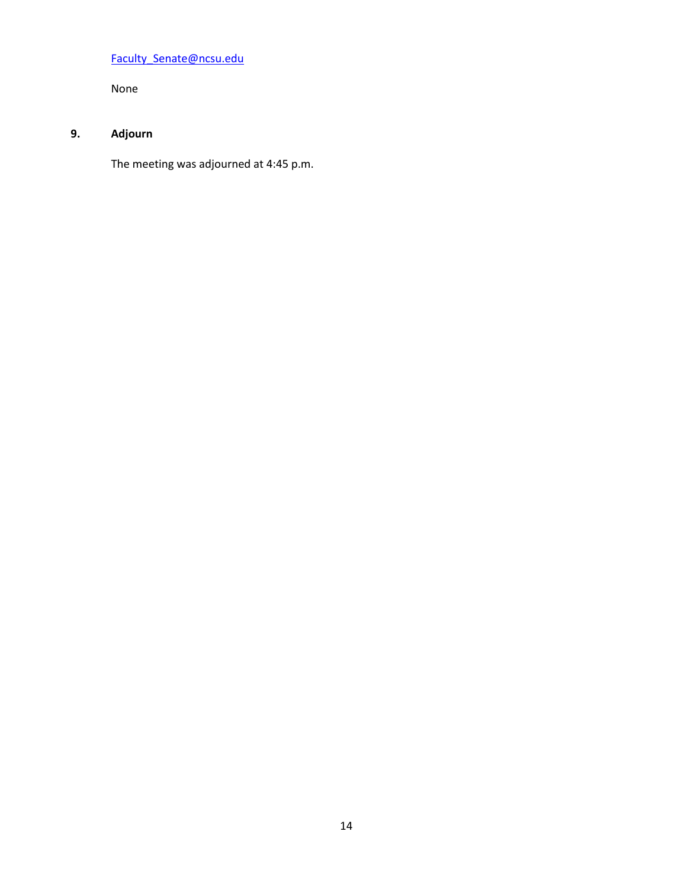[Faculty_Senate@ncsu.edu](mailto:Faculty_Senate@ncsu.edu)

None

## 9. Adjourn

The meeting was adjourned at 4:45 p.m.